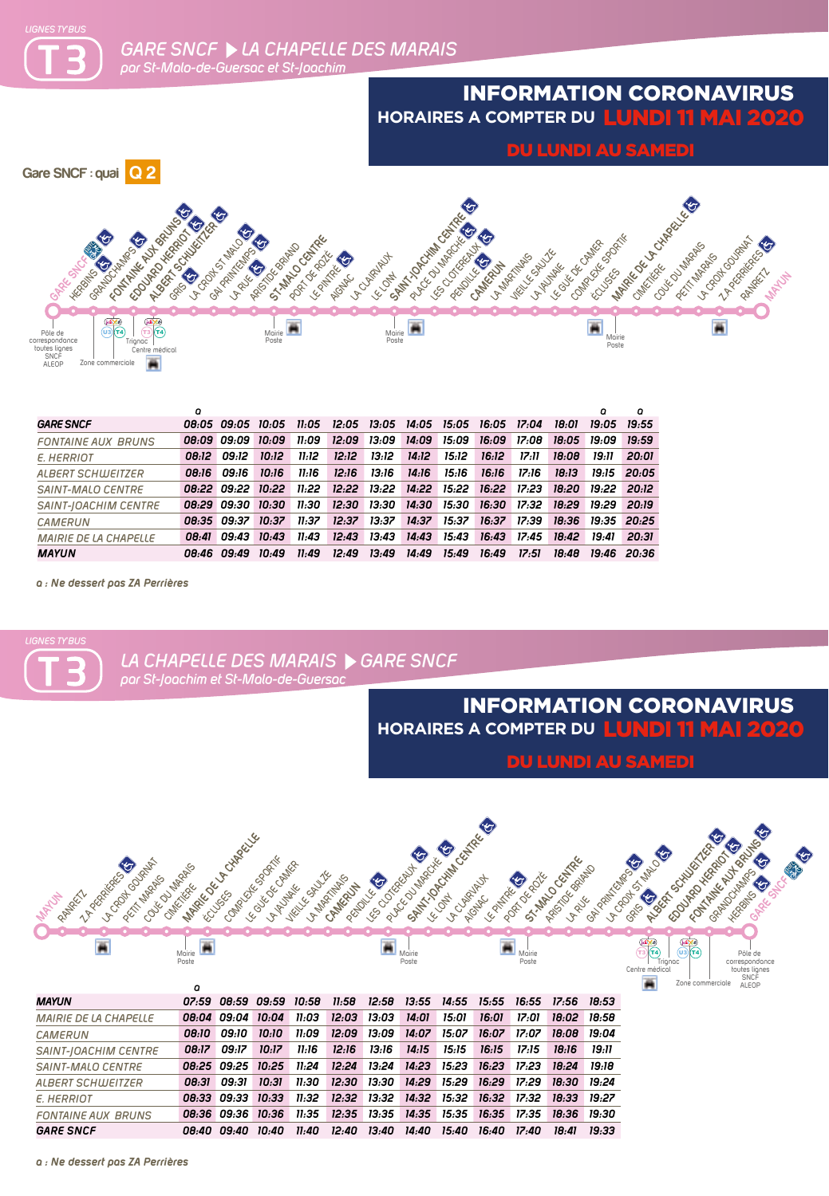LIGNES TY'BUS

# T3 GARE SNCF ▶ LA CHAPELLE DES MARAIS

*par St-Malo-de-Guersac et St-Joachim*

## INFORMATION CORONAVIRUS
### HORAIRES A COMPTER DU LUNDI 11 MAI 2020
### DU LUNDI AU SAMEDI

Gare SNCF : quai **Q 2**

GARE SNCF, HERBINS, GRANDCHAMPS, FONTAINE AUX BRUNS, EDOUARD HERRIOT, ALBERT SCHWEITZER, GRIS, LA CROIX ST MALO, GAI PRINTEMPS, LA RUE, ARISTIDE BRIAND, ST-MALO CENTRE, PORT DE ROZÉ, LE PINTRÉ, AIGNAC, LA CLAIRVAUX, LE LONY, SAINT-JOACHIM CENTRE, PLACE DU MARCHÉ, LES CLOTEREAUX, PENDILLE, CAMERUN, LA MARTINAIS, VIEILLE SAULZE, LA JAUNAIE, LE GUÉ DE CAMER, COMPLEXE SPORTIF, ÉCLUSES, MAIRIE DE LA CHAPELLE, CIMETIÈRE, COUÉ DU MARAIS, PETIT MARAIS, LA CROIX GOURNAT, ZA PERRIÈRES, RANRETZ, MAYUN

Pôle de correspondance toutes lignes SNCF ALEOP · Zone commerciale · U3 T4 · T3 T4 Trignac Centre médical · Mairie Poste · Mairie Poste · Mairie Poste

| | a | | | | | | | | | | | a | a |
|---|---|---|---|---|---|---|---|---|---|---|---|---|---|
| **GARE SNCF** | 08:05 | 09:05 | 10:05 | 11:05 | 12:05 | 13:05 | 14:05 | 15:05 | 16:05 | 17:04 | 18:01 | 19:05 | 19:55 |
| FONTAINE AUX BRUNS | 08:09 | 09:09 | 10:09 | 11:09 | 12:09 | 13:09 | 14:09 | 15:09 | 16:09 | 17:08 | 18:05 | 19:09 | 19:59 |
| E. HERRIOT | 08:12 | 09:12 | 10:12 | 11:12 | 12:12 | 13:12 | 14:12 | 15:12 | 16:12 | 17:11 | 18:08 | 19:11 | 20:01 |
| ALBERT SCHWEITZER | 08:16 | 09:16 | 10:16 | 11:16 | 12:16 | 13:16 | 14:16 | 15:16 | 16:16 | 17:16 | 18:13 | 19:15 | 20:05 |
| SAINT-MALO CENTRE | 08:22 | 09:22 | 10:22 | 11:22 | 12:22 | 13:22 | 14:22 | 15:22 | 16:22 | 17:23 | 18:20 | 19:22 | 20:12 |
| SAINT-JOACHIM CENTRE | 08:29 | 09:30 | 10:30 | 11:30 | 12:30 | 13:30 | 14:30 | 15:30 | 16:30 | 17:32 | 18:29 | 19:29 | 20:19 |
| CAMERUN | 08:35 | 09:37 | 10:37 | 11:37 | 12:37 | 13:37 | 14:37 | 15:37 | 16:37 | 17:39 | 18:36 | 19:35 | 20:25 |
| MAIRIE DE LA CHAPELLE | 08:41 | 09:43 | 10:43 | 11:43 | 13:43 | 13:43 | 14:43 | 15:43 | 16:43 | 17:45 | 18:42 | 19:41 | 20:31 |
| **MAYUN** | 08:46 | 09:49 | 10:49 | 11:49 | 12:49 | 13:49 | 14:49 | 15:49 | 16:49 | 17:51 | 18:48 | 19:46 | 20:36 |

a : Ne dessert pas ZA Perrières

LIGNES TY'BUS

# T3 LA CHAPELLE DES MARAIS ▶ GARE SNCF

*par St-Joachim et St-Malo-de-Guersac*

## INFORMATION CORONAVIRUS
### HORAIRES A COMPTER DU LUNDI 11 MAI 2020
### DU LUNDI AU SAMEDI

MAYUN, RANRETZ, ZA PERRIÈRES, LA CROIX GOURNAT, PETIT MARAIS, COUÉ DU MARAIS, CIMETIÈRE, MAIRIE DE LA CHAPELLE, ÉCLUSES, COMPLEXE SPORTIF, LE GUÉ DE CAMER, LA JAUNAIE, VIEILLE SAULZE, LA MARTINAIS, CAMERUN, PENDILLE, LES CLOTEREAUX, PLACE DU MARCHÉ, SAINT-JOACHIM CENTRE, LE LONY, LA CLAIRVAUX, AIGNAC, LE PINTRÉ, PORT DE ROZÉ, ST-MALO CENTRE, ARISTIDE BRIAND, LA RUE, GAI PRINTEMPS, LA CROIX ST MALO, GRIS, ALBERT SCHWEITZER, EDOUARD HERRIOT, FONTAINE AUX BRUNS, GRANDCHAMPS, HERBINS, GARE SNCF

Mairie Poste · Mairie Poste · Mairie Poste · T3 T4 Trignac Centre médical · U3 T4 Zone commerciale · Pôle de correspondance toutes lignes SNCF ALEOP

| | a | | | | | | | | | | | |
|---|---|---|---|---|---|---|---|---|---|---|---|---|
| **MAYUN** | 07:59 | 08:59 | 09:59 | 10:58 | 11:58 | 12:58 | 13:55 | 14:55 | 15:55 | 16:55 | 17:56 | 18:53 |
| MAIRIE DE LA CHAPELLE | 08:04 | 09:04 | 10:04 | 11:03 | 12:03 | 13:03 | 14:01 | 15:01 | 16:01 | 17:01 | 18:02 | 18:58 |
| CAMERUN | 08:10 | 09:10 | 10:10 | 11:09 | 12:09 | 13:09 | 14:07 | 15:07 | 16:07 | 17:07 | 18:08 | 19:04 |
| SAINT-JOACHIM CENTRE | 08:17 | 09:17 | 10:17 | 11:16 | 12:16 | 13:16 | 14:15 | 15:15 | 16:15 | 17:15 | 18:16 | 19:11 |
| SAINT-MALO CENTRE | 08:25 | 09:25 | 10:25 | 11:24 | 12:24 | 13:24 | 14:23 | 15:23 | 16:23 | 17:23 | 18:24 | 19:18 |
| ALBERT SCHWEITZER | 08:31 | 09:31 | 10:31 | 11:30 | 12:30 | 13:30 | 14:29 | 15:29 | 16:29 | 17:29 | 18:30 | 19:24 |
| E. HERRIOT | 08:33 | 09:33 | 10:33 | 11:32 | 12:32 | 13:32 | 14:32 | 15:32 | 16:32 | 17:32 | 18:33 | 19:27 |
| FONTAINE AUX BRUNS | 08:36 | 09:36 | 10:36 | 11:35 | 12:35 | 13:35 | 14:35 | 15:35 | 16:35 | 17:35 | 18:36 | 19:30 |
| **GARE SNCF** | 08:40 | 09:40 | 10:40 | 11:40 | 12:40 | 13:40 | 14:40 | 15:40 | 16:40 | 17:40 | 18:41 | 19:33 |

a : Ne dessert pas ZA Perrières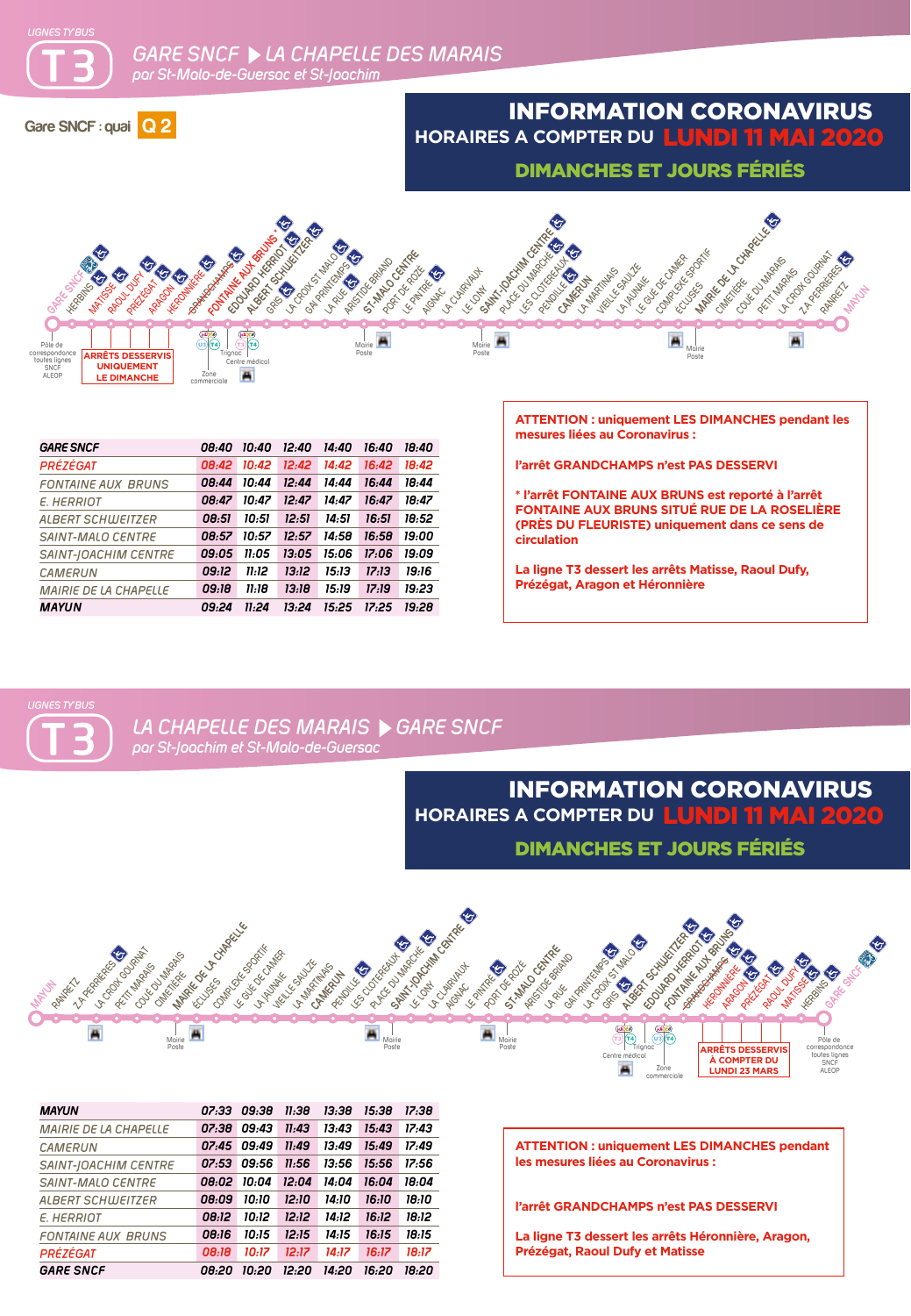LIGNES TY BUS

# T3 GARE SNCF ▶ LA CHAPELLE DES MARAIS

*par St-Malo-de-Guersac et St-Joachim*

Gare SNCF : quai **Q 2**

## INFORMATION CORONAVIRUS

**HORAIRES A COMPTER DU LUNDI 11 MAI 2020**

**DIMANCHES ET JOURS FÉRIÉS**

GARE SNCF, HERBINS, MATISSE, RAOUL DUFY, PRÉZÉGAT, ARAGON, HÉRONNIÈRE, GRANDCHAMPS, FONTAINE AUX BRUNS \*, EDOUARD HERRIOT, ALBERT SCHWEITZER, GRIS, LA CROIX ST MALO, GAI PRINTEMPS, LA RUE, ARISTIDE BRIAND, ST-MALO CENTRE, PORT DE ROZÉ, LE PINTRÉ, AIGNAC, LA CLAIRVAUX, LE LONY, SAINT-JOACHIM CENTRE, PLACE DU MARCHÉ, LES CLOTEREAUX, PENDILLE, CAMERUN, LA MARTINAIS, VIEILLE SAULZE, LA JAUNAIE, LE GUE DE CAMER, COMPLEXE SPORTIF, ECLUSES, MAIRIE DE LA CHAPELLE, CIMETIÈRE, COUE DU MARAIS, PETIT MARAIS, LA CROIX GOURNAT, ZA PERRIÈRES, RANRETZ, MAYUN

Pôle de correspondance toutes lignes SNCF ALEOP

ARRÊTS DESSERVIS UNIQUEMENT LE DIMANCHE

Zone commerciale

Trignac Centre médical

Mairie Poste

| | | | | | | |
|---|---|---|---|---|---|---|
| GARE SNCF | 08:40 | 10:40 | 12:40 | 14:40 | 16:40 | 18:40 |
| PRÉZÉGAT | 08:42 | 10:42 | 12:42 | 14:42 | 16:42 | 18:42 |
| FONTAINE AUX BRUNS | 08:44 | 10:44 | 12:44 | 14:44 | 16:44 | 18:44 |
| E. HERRIOT | 08:47 | 10:47 | 12:47 | 14:47 | 16:47 | 18:47 |
| ALBERT SCHWEITZER | 08:51 | 10:51 | 12:51 | 14:51 | 16:51 | 18:52 |
| SAINT-MALO CENTRE | 08:57 | 10:57 | 12:57 | 14:58 | 16:58 | 19:00 |
| SAINT-JOACHIM CENTRE | 09:05 | 11:05 | 13:05 | 15:06 | 17:06 | 19:09 |
| CAMERUN | 09:12 | 11:12 | 13:12 | 15:13 | 17:13 | 19:16 |
| MAIRIE DE LA CHAPELLE | 09:18 | 11:18 | 13:18 | 15:19 | 17:19 | 19:23 |
| MAYUN | 09:24 | 11:24 | 13:24 | 15:25 | 17:25 | 19:28 |

**ATTENTION : uniquement LES DIMANCHES pendant les mesures liées au Coronavirus :**

**l'arrêt GRANDCHAMPS n'est PAS DESSERVI**

**\* l'arrêt FONTAINE AUX BRUNS est reporté à l'arrêt FONTAINE AUX BRUNS SITUÉ RUE DE LA ROSELIÈRE (PRÈS DU FLEURISTE) uniquement dans ce sens de circulation**

**La ligne T3 dessert les arrêts Matisse, Raoul Dufy, Prézégat, Aragon et Héronnière**

LIGNES TY BUS

# T3 LA CHAPELLE DES MARAIS ▶ GARE SNCF

*par St-Joachim et St-Malo-de-Guersac*

## INFORMATION CORONAVIRUS

**HORAIRES A COMPTER DU LUNDI 11 MAI 2020**

**DIMANCHES ET JOURS FÉRIÉS**

MAYUN, RANRETZ, ZA PERRIÈRES, LA CROIX GOURNAT, PETIT MARAIS, COUE DU MARAIS, CIMETIÈRE, MAIRIE DE LA CHAPELLE, ECLUSES, COMPLEXE SPORTIF, LE GUE DE CAMER, LA JAUNAIE, VIEILLE SAULZE, LA MARTINAIS, CAMERUN, PENDILLE, LES CLOTEREAUX, PLACE DU MARCHÉ, SAINT-JOACHIM CENTRE, LE LONY, LA CLAIRVAUX, AIGNAC, LE PINTRÉ, PORT DE ROZÉ, ST-MALO CENTRE, ARISTIDE BRIAND, LA RUE, GAI PRINTEMPS, LA CROIX ST MALO, GRIS, ALBERT SCHWEITZER, EDOUARD HERRIOT, FONTAINE AUX BRUNS, GRANDCHAMPS, HÉRONNIÈRE, ARAGON, PRÉZÉGAT, RAOUL DUFY, MATISSE, HERBINS, GARE SNCF

Mairie Poste

Trignac Centre médical

Zone commerciale

ARRÊTS DESSERVIS À COMPTER DU LUNDI 23 MARS

Pôle de correspondance toutes lignes SNCF ALEOP

| | | | | | | |
|---|---|---|---|---|---|---|
| MAYUN | 07:33 | 09:38 | 11:38 | 13:38 | 15:38 | 17:38 |
| MAIRIE DE LA CHAPELLE | 07:38 | 09:43 | 11:43 | 13:43 | 15:43 | 17:43 |
| CAMERUN | 07:45 | 09:49 | 11:49 | 13:49 | 15:49 | 17:49 |
| SAINT-JOACHIM CENTRE | 07:53 | 09:56 | 11:56 | 13:56 | 15:56 | 17:56 |
| SAINT-MALO CENTRE | 08:02 | 10:04 | 12:04 | 14:04 | 16:04 | 18:04 |
| ALBERT SCHWEITZER | 08:09 | 10:10 | 12:10 | 14:10 | 16:10 | 18:10 |
| E. HERRIOT | 08:12 | 10:12 | 12:12 | 14:12 | 16:12 | 18:12 |
| FONTAINE AUX BRUNS | 08:16 | 10:15 | 12:15 | 14:15 | 16:15 | 18:15 |
| PRÉZÉGAT | 08:18 | 10:17 | 12:17 | 14:17 | 16:17 | 18:17 |
| GARE SNCF | 08:20 | 10:20 | 12:20 | 14:20 | 16:20 | 18:20 |

**ATTENTION : uniquement LES DIMANCHES pendant les mesures liées au Coronavirus :**

**l'arrêt GRANDCHAMPS n'est PAS DESSERVI**

**La ligne T3 dessert les arrêts Héronnière, Aragon, Prézégat, Raoul Dufy et Matisse**